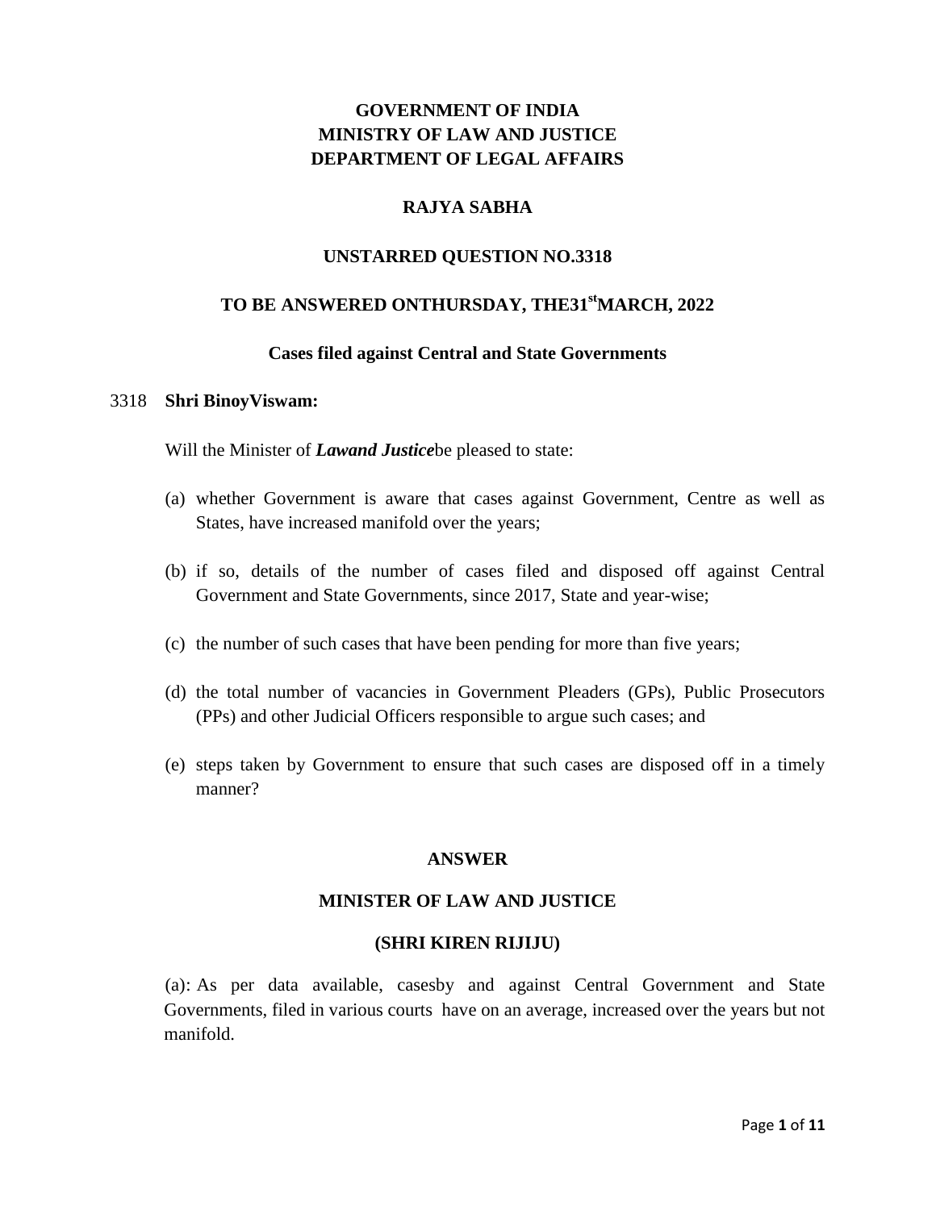**GOVERNMENT OF INDIA**
**MINISTRY OF LAW AND JUSTICE**
**DEPARTMENT OF LEGAL AFFAIRS**

**RAJYA SABHA**

**UNSTARRED QUESTION NO.3318**

**TO BE ANSWERED ONTHURSDAY, THE31st MARCH, 2022**

**Cases filed against Central and State Governments**

3318 **Shri BinoyViswam:**

Will the Minister of ***Lawand Justice***be pleased to state:

(a) whether Government is aware that cases against Government, Centre as well as States, have increased manifold over the years;

(b) if so, details of the number of cases filed and disposed off against Central Government and State Governments, since 2017, State and year-wise;

(c) the number of such cases that have been pending for more than five years;

(d) the total number of vacancies in Government Pleaders (GPs), Public Prosecutors (PPs) and other Judicial Officers responsible to argue such cases; and

(e) steps taken by Government to ensure that such cases are disposed off in a timely manner?

**ANSWER**

**MINISTER OF LAW AND JUSTICE**

**(SHRI KIREN RIJIJU)**

(a): As per data available, casesby and against Central Government and State Governments, filed in various courts have on an average, increased over the years but not manifold.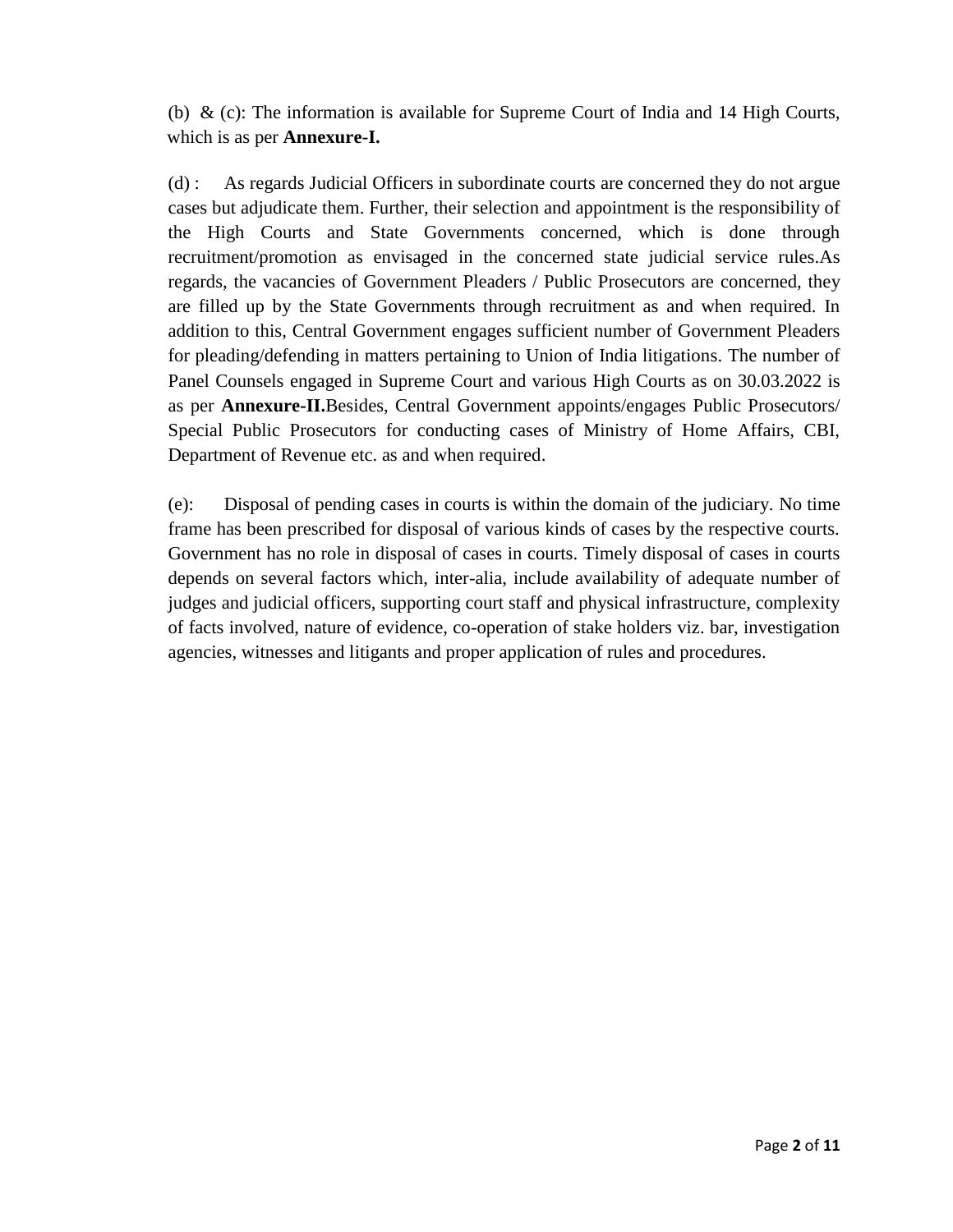(b) & (c): The information is available for Supreme Court of India and 14 High Courts, which is as per **Annexure-I.**

(d) : As regards Judicial Officers in subordinate courts are concerned they do not argue cases but adjudicate them. Further, their selection and appointment is the responsibility of the High Courts and State Governments concerned, which is done through recruitment/promotion as envisaged in the concerned state judicial service rules.As regards, the vacancies of Government Pleaders / Public Prosecutors are concerned, they are filled up by the State Governments through recruitment as and when required. In addition to this, Central Government engages sufficient number of Government Pleaders for pleading/defending in matters pertaining to Union of India litigations. The number of Panel Counsels engaged in Supreme Court and various High Courts as on 30.03.2022 is as per **Annexure-II.**Besides, Central Government appoints/engages Public Prosecutors/ Special Public Prosecutors for conducting cases of Ministry of Home Affairs, CBI, Department of Revenue etc. as and when required.

(e): Disposal of pending cases in courts is within the domain of the judiciary. No time frame has been prescribed for disposal of various kinds of cases by the respective courts. Government has no role in disposal of cases in courts. Timely disposal of cases in courts depends on several factors which, inter-alia, include availability of adequate number of judges and judicial officers, supporting court staff and physical infrastructure, complexity of facts involved, nature of evidence, co-operation of stake holders viz. bar, investigation agencies, witnesses and litigants and proper application of rules and procedures.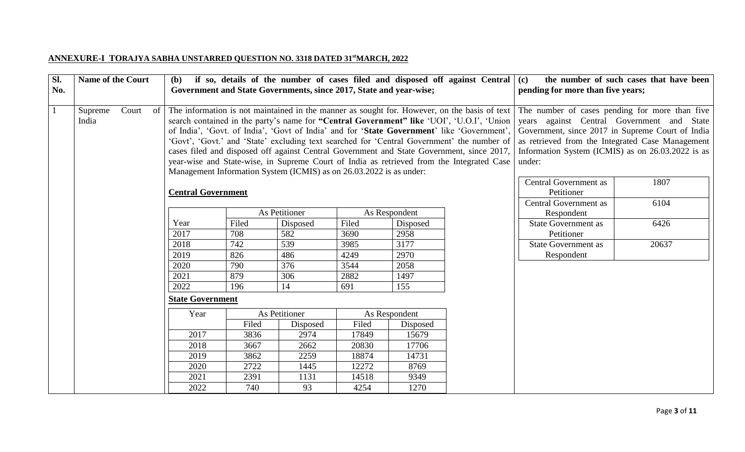**ANNEXURE-I TORAJYA SABHA UNSTARRED QUESTION NO. 3318 DATED 31st MARCH, 2022**

| Sl. No. | Name of the Court | (b) if so, details of the number of cases filed and disposed off against Central Government and State Governments, since 2017, State and year-wise; | (c) the number of such cases that have been pending for more than five years; |
|---|---|---|---|
| 1 | Supreme Court of India | The information is not maintained in the manner as sought for. However, on the basis of text search contained in the party's name for **"Central Government" like** 'UOI', 'U.O.I', 'Union of India', 'Govt. of India', 'Govt of India' and for '**State Government**' like 'Government', 'Govt', 'Govt.' and 'State' excluding text searched for 'Central Government' the number of cases filed and disposed off against Central Government and State Government, since 2017, year-wise and State-wise, in Supreme Court of India as retrieved from the Integrated Case Management Information System (ICMIS) as on 26.03.2022 is as under: | The number of cases pending for more than five years against Central Government and State Government, since 2017 in Supreme Court of India as retrieved from the Integrated Case Management Information System (ICMIS) as on 26.03.2022 is as under: |

**Central Government**

| Year | As Petitioner | | As Respondent | |
|---|---|---|---|---|
| | Filed | Disposed | Filed | Disposed |
| 2017 | 708 | 582 | 3690 | 2958 |
| 2018 | 742 | 539 | 3985 | 3177 |
| 2019 | 826 | 486 | 4249 | 2970 |
| 2020 | 790 | 376 | 3544 | 2058 |
| 2021 | 879 | 306 | 2882 | 1497 |
| 2022 | 196 | 14 | 691 | 155 |

**State Government**

| Year | As Petitioner | | As Respondent | |
|---|---|---|---|---|
| | Filed | Disposed | Filed | Disposed |
| 2017 | 3836 | 2974 | 17849 | 15679 |
| 2018 | 3667 | 2662 | 20830 | 17706 |
| 2019 | 3862 | 2259 | 18874 | 14731 |
| 2020 | 2722 | 1445 | 12272 | 8769 |
| 2021 | 2391 | 1131 | 14518 | 9349 |
| 2022 | 740 | 93 | 4254 | 1270 |

**Cases pending for more than five years**

| Category | Number |
|---|---|
| Central Government as Petitioner | 1807 |
| Central Government as Respondent | 6104 |
| State Government as Petitioner | 6426 |
| State Government as Respondent | 20637 |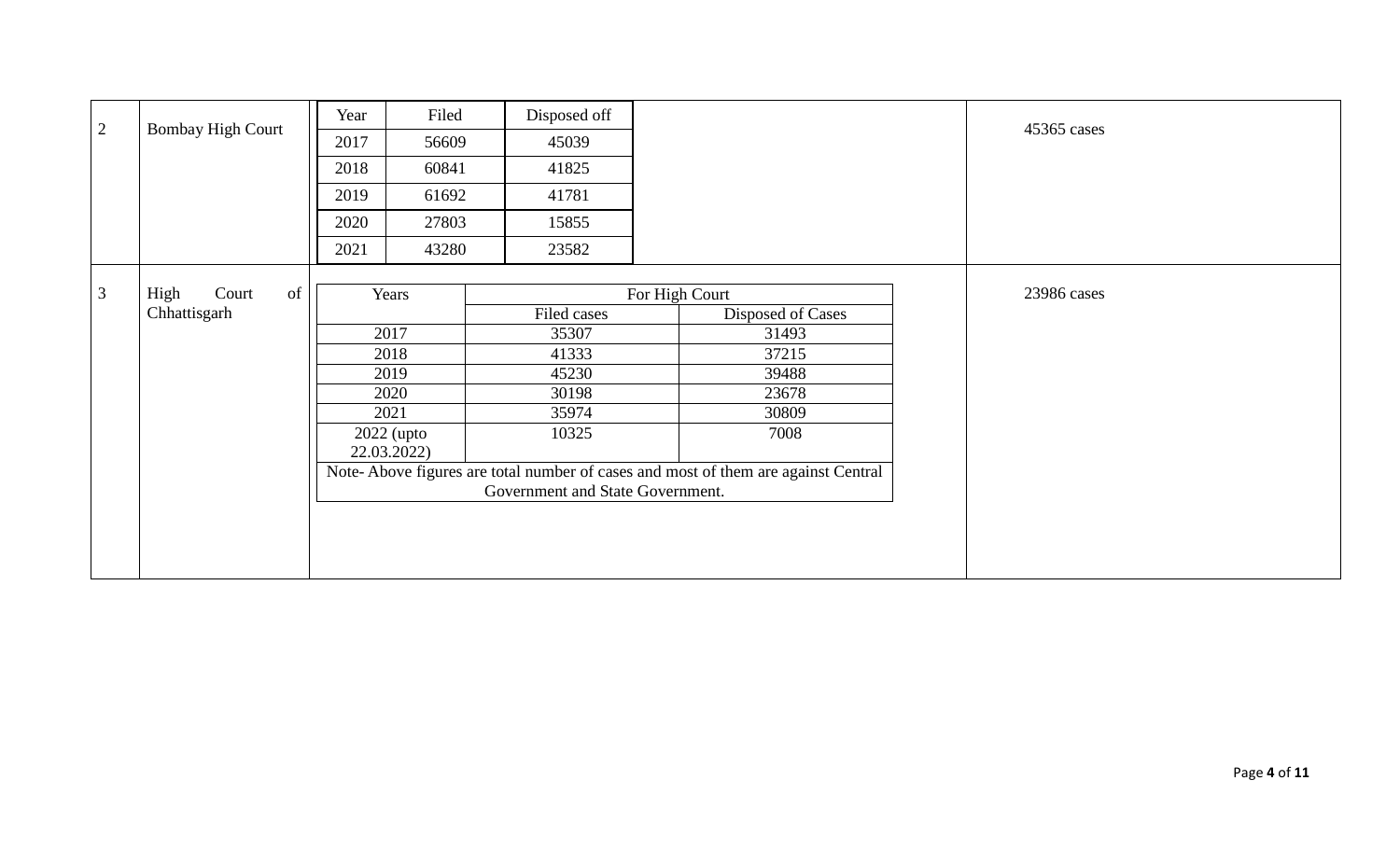| 2 | Bombay High Court | Year / Filed / Disposed off | 45365 cases |
|---|---|---|---|

| Year | Filed | Disposed off |
|---|---|---|
| 2017 | 56609 | 45039 |
| 2018 | 60841 | 41825 |
| 2019 | 61692 | 41781 |
| 2020 | 27803 | 15855 |
| 2021 | 43280 | 23582 |

| 3 | High Court of Chhattisgarh | See table below | 23986 cases |
|---|---|---|---|

| Years | For High Court | |
|---|---|---|
| | Filed cases | Disposed of Cases |
| 2017 | 35307 | 31493 |
| 2018 | 41333 | 37215 |
| 2019 | 45230 | 39488 |
| 2020 | 30198 | 23678 |
| 2021 | 35974 | 30809 |
| 2022 (upto 22.03.2022) | 10325 | 7008 |

Note- Above figures are total number of cases and most of them are against Central Government and State Government.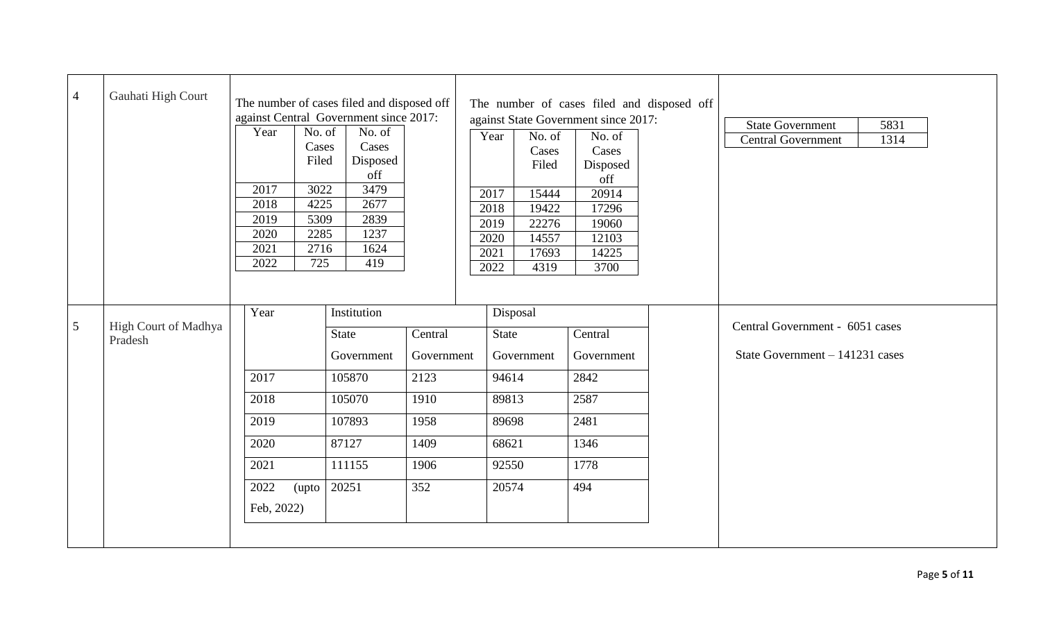| 4 | Gauhati High Court | The number of cases filed and disposed off against Central Government since 2017: | The number of cases filed and disposed off against State Government since 2017: | |
|---|---|---|---|---|

**Gauhati High Court — Cases against Central Government since 2017:**

| Year | No. of Cases Filed | No. of Cases Disposed off |
|---|---|---|
| 2017 | 3022 | 3479 |
| 2018 | 4225 | 2677 |
| 2019 | 5309 | 2839 |
| 2020 | 2285 | 1237 |
| 2021 | 2716 | 1624 |
| 2022 | 725 | 419 |

**Gauhati High Court — Cases against State Government since 2017:**

| Year | No. of Cases Filed | No. of Cases Disposed off |
|---|---|---|
| 2017 | 15444 | 20914 |
| 2018 | 19422 | 17296 |
| 2019 | 22276 | 19060 |
| 2020 | 14557 | 12103 |
| 2021 | 17693 | 14225 |
| 2022 | 4319 | 3700 |

| State Government | 5831 |
|---|---|
| Central Government | 1314 |

**5 — High Court of Madhya Pradesh**

| Year | Institution | | Disposal | |
|---|---|---|---|---|
| | State Government | Central Government | State Government | Central Government |
| 2017 | 105870 | 2123 | 94614 | 2842 |
| 2018 | 105070 | 1910 | 89813 | 2587 |
| 2019 | 107893 | 1958 | 89698 | 2481 |
| 2020 | 87127 | 1409 | 68621 | 1346 |
| 2021 | 111155 | 1906 | 92550 | 1778 |
| 2022 (upto Feb, 2022) | 20251 | 352 | 20574 | 494 |

Central Government - 6051 cases

State Government – 141231 cases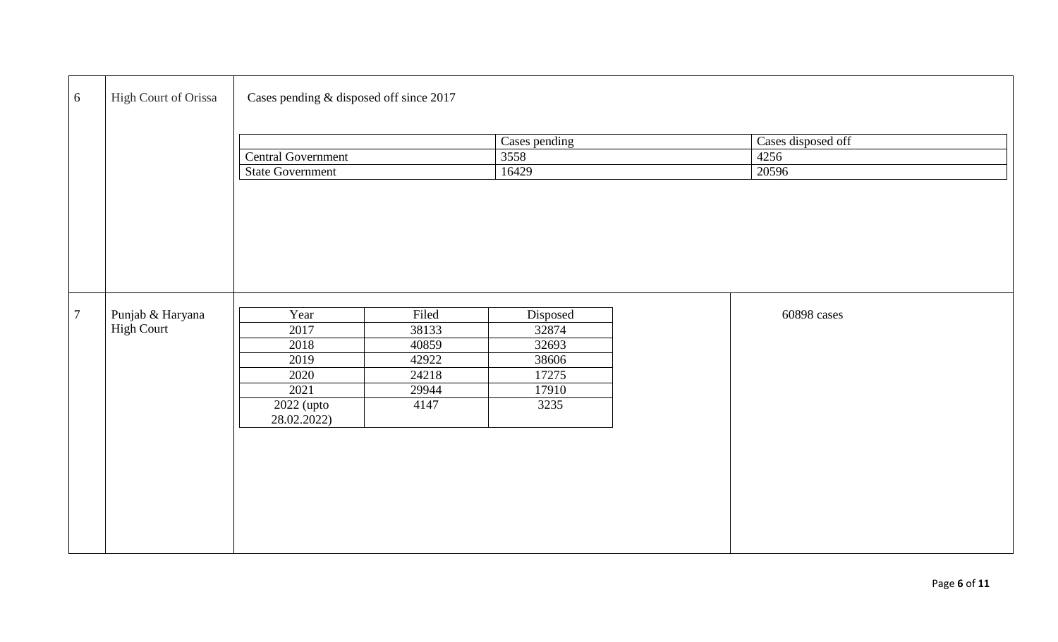| 6 | High Court of Orissa | Cases pending & disposed off since 2017 | |
|---|---|---|---|

| | Cases pending | Cases disposed off |
|---|---|---|
| Central Government | 3558 | 4256 |
| State Government | 16429 | 20596 |

| 7 | Punjab & Haryana High Court | | 60898 cases |
|---|---|---|---|

| Year | Filed | Disposed |
|---|---|---|
| 2017 | 38133 | 32874 |
| 2018 | 40859 | 32693 |
| 2019 | 42922 | 38606 |
| 2020 | 24218 | 17275 |
| 2021 | 29944 | 17910 |
| 2022 (upto 28.02.2022) | 4147 | 3235 |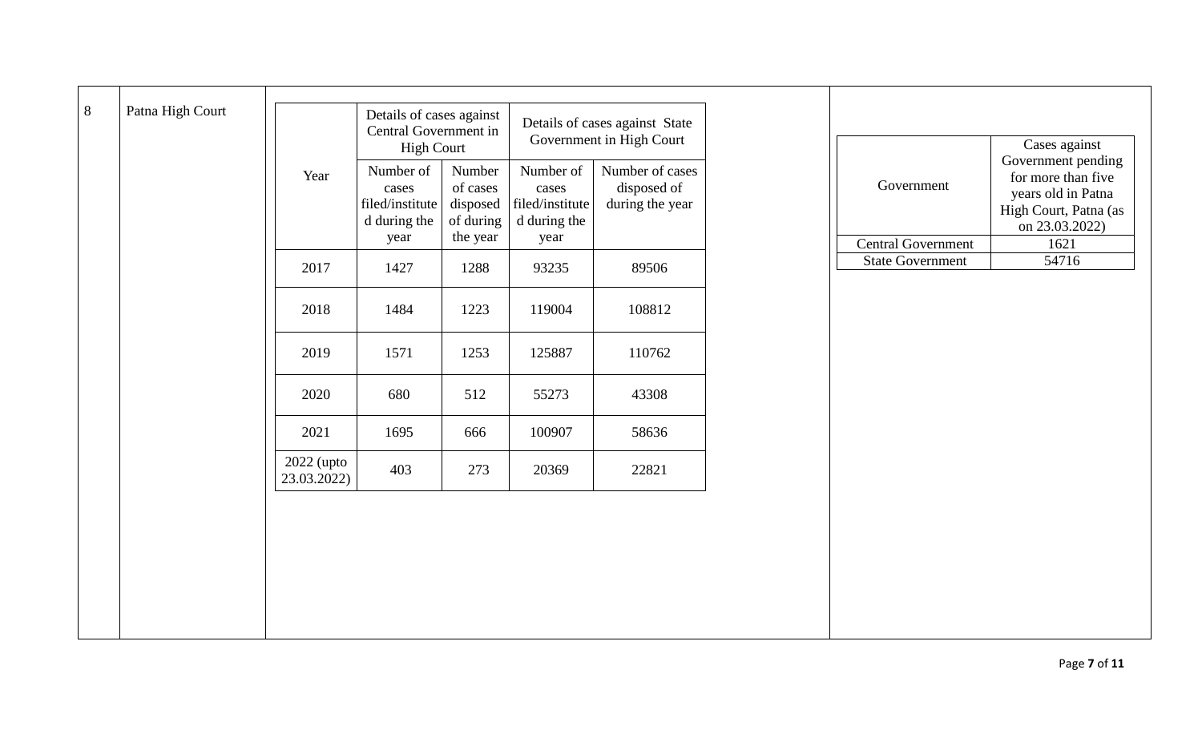| 8 | Patna High Court | | | | |
|---|---|---|---|---|---|

| Year | Details of cases against Central Government in High Court | | Details of cases against State Government in High Court | |
|---|---|---|---|---|
| | Number of cases filed/instituted during the year | Number of cases disposed of during the year | Number of cases filed/instituted during the year | Number of cases disposed of during the year |
| 2017 | 1427 | 1288 | 93235 | 89506 |
| 2018 | 1484 | 1223 | 119004 | 108812 |
| 2019 | 1571 | 1253 | 125887 | 110762 |
| 2020 | 680 | 512 | 55273 | 43308 |
| 2021 | 1695 | 666 | 100907 | 58636 |
| 2022 (upto 23.03.2022) | 403 | 273 | 20369 | 22821 |

| Government | Cases against Government pending for more than five years old in Patna High Court, Patna (as on 23.03.2022) |
|---|---|
| Central Government | 1621 |
| State Government | 54716 |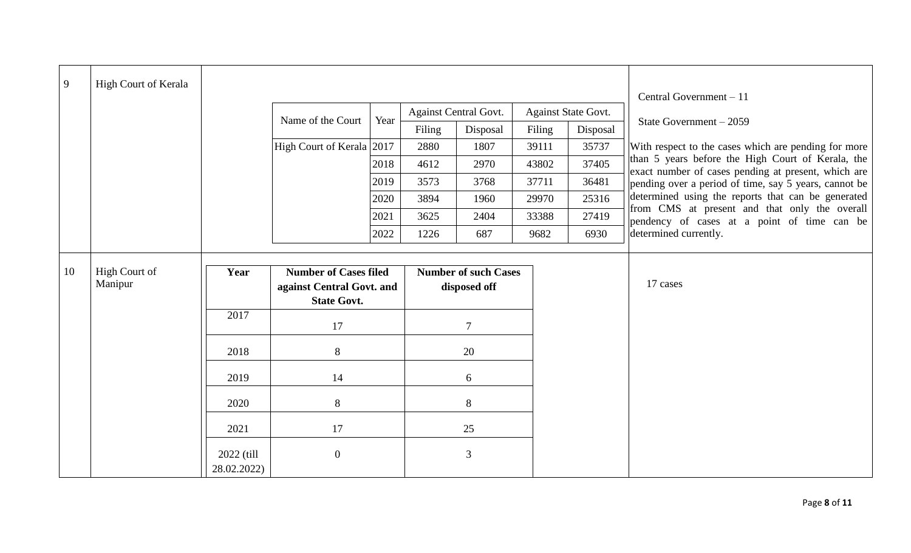| 9 | High Court of Kerala | (see table below) | Central Government – 11<br><br>State Government – 2059<br><br>With respect to the cases which are pending for more than 5 years before the High Court of Kerala, the exact number of cases pending at present, which are pending over a period of time, say 5 years, cannot be determined using the reports that can be generated from CMS at present and that only the overall pendency of cases at a point of time can be determined currently. |
|---|---|---|---|

| Name of the Court | Year | Against Central Govt. | | Against State Govt. | |
|---|---|---|---|---|---|
| | | Filing | Disposal | Filing | Disposal |
| High Court of Kerala | 2017 | 2880 | 1807 | 39111 | 35737 |
| | 2018 | 4612 | 2970 | 43802 | 37405 |
| | 2019 | 3573 | 3768 | 37711 | 36481 |
| | 2020 | 3894 | 1960 | 29970 | 25316 |
| | 2021 | 3625 | 2404 | 33388 | 27419 |
| | 2022 | 1226 | 687 | 9682 | 6930 |

| 10 | High Court of Manipur | (see table below) | 17 cases |
|---|---|---|---|

| Year | Number of Cases filed against Central Govt. and State Govt. | Number of such Cases disposed off |
|---|---|---|
| 2017 | 17 | 7 |
| 2018 | 8 | 20 |
| 2019 | 14 | 6 |
| 2020 | 8 | 8 |
| 2021 | 17 | 25 |
| 2022 (till 28.02.2022) | 0 | 3 |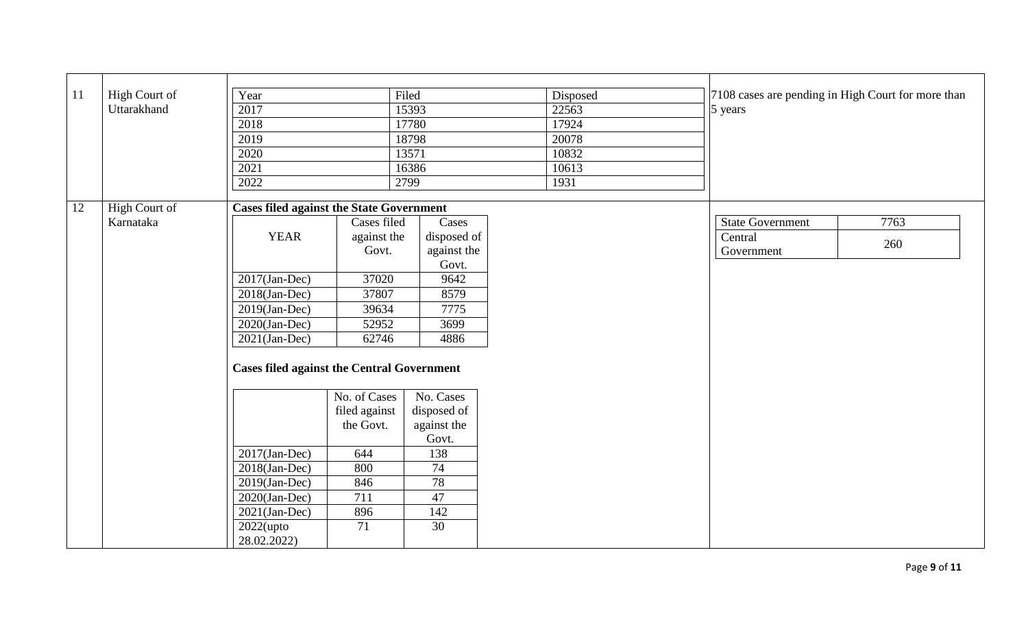| | | | |
|---|---|---|---|
| 11 | High Court of Uttarakhand | <table><tr><td>Year</td><td>Filed</td><td>Disposed</td></tr><tr><td>2017</td><td>15393</td><td>22563</td></tr><tr><td>2018</td><td>17780</td><td>17924</td></tr><tr><td>2019</td><td>18798</td><td>20078</td></tr><tr><td>2020</td><td>13571</td><td>10832</td></tr><tr><td>2021</td><td>16386</td><td>10613</td></tr><tr><td>2022</td><td>2799</td><td>1931</td></tr></table> | 7108 cases are pending in High Court for more than 5 years |
| 12 | High Court of Karnataka | **Cases filed against the State Government**<br><table><tr><td>YEAR</td><td>Cases filed against the Govt.</td><td>Cases disposed of against the Govt.</td></tr><tr><td>2017(Jan-Dec)</td><td>37020</td><td>9642</td></tr><tr><td>2018(Jan-Dec)</td><td>37807</td><td>8579</td></tr><tr><td>2019(Jan-Dec)</td><td>39634</td><td>7775</td></tr><tr><td>2020(Jan-Dec)</td><td>52952</td><td>3699</td></tr><tr><td>2021(Jan-Dec)</td><td>62746</td><td>4886</td></tr></table><br>**Cases filed against the Central Government**<br><table><tr><td></td><td>No. of Cases filed against the Govt.</td><td>No. Cases disposed of against the Govt.</td></tr><tr><td>2017(Jan-Dec)</td><td>644</td><td>138</td></tr><tr><td>2018(Jan-Dec)</td><td>800</td><td>74</td></tr><tr><td>2019(Jan-Dec)</td><td>846</td><td>78</td></tr><tr><td>2020(Jan-Dec)</td><td>711</td><td>47</td></tr><tr><td>2021(Jan-Dec)</td><td>896</td><td>142</td></tr><tr><td>2022(upto 28.02.2022)</td><td>71</td><td>30</td></tr></table> | <table><tr><td>State Government</td><td>7763</td></tr><tr><td>Central Government</td><td>260</td></tr></table> |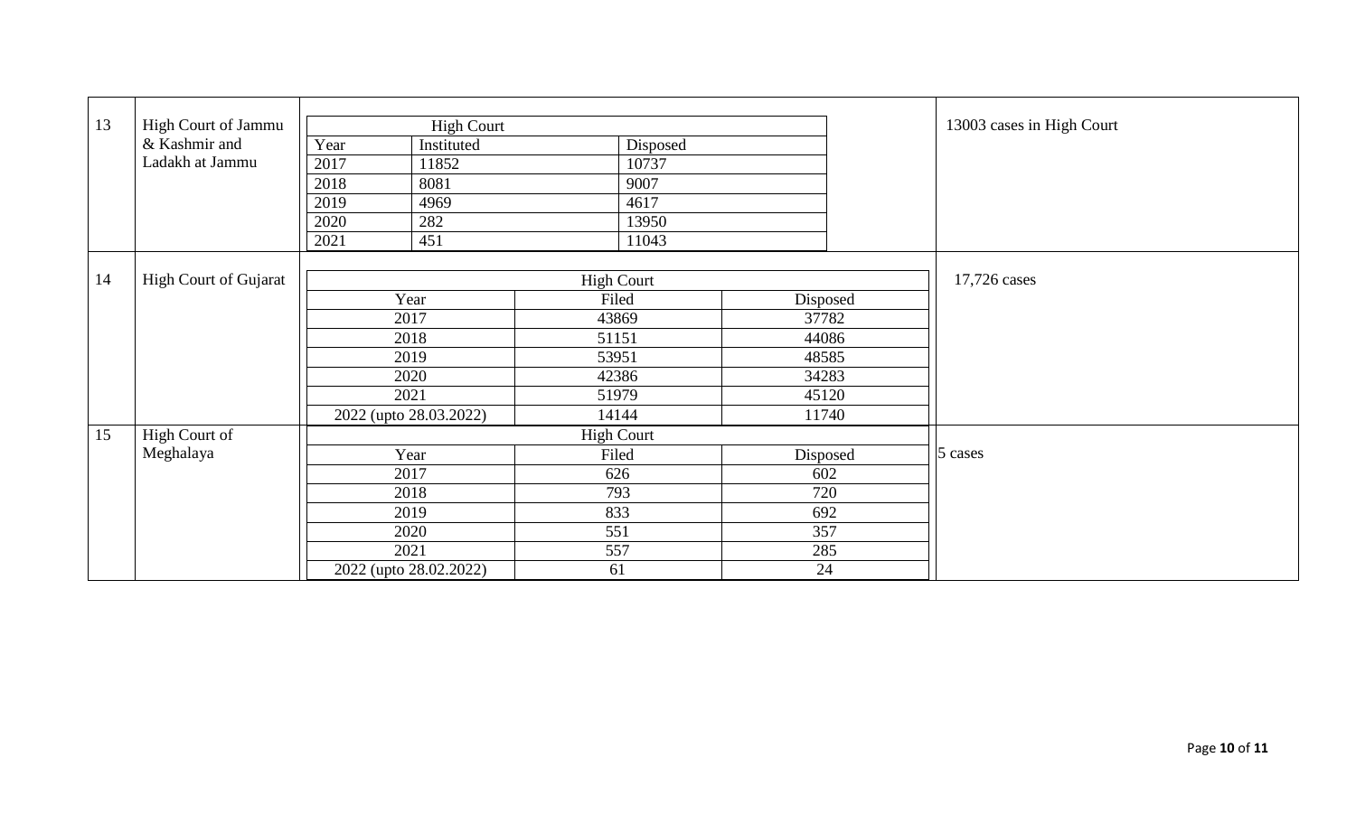| 13 | High Court of Jammu & Kashmir and Ladakh at Jammu | High Court | | | 13003 cases in High Court |
|---|---|---|---|---|---|
| | | Year | Instituted | Disposed | |
| | | 2017 | 11852 | 10737 | |
| | | 2018 | 8081 | 9007 | |
| | | 2019 | 4969 | 4617 | |
| | | 2020 | 282 | 13950 | |
| | | 2021 | 451 | 11043 | |
| 14 | High Court of Gujarat | High Court | | | 17,726 cases |
| | | Year | Filed | Disposed | |
| | | 2017 | 43869 | 37782 | |
| | | 2018 | 51151 | 44086 | |
| | | 2019 | 53951 | 48585 | |
| | | 2020 | 42386 | 34283 | |
| | | 2021 | 51979 | 45120 | |
| | | 2022 (upto 28.03.2022) | 14144 | 11740 | |
| 15 | High Court of Meghalaya | High Court | | | 5 cases |
| | | Year | Filed | Disposed | |
| | | 2017 | 626 | 602 | |
| | | 2018 | 793 | 720 | |
| | | 2019 | 833 | 692 | |
| | | 2020 | 551 | 357 | |
| | | 2021 | 557 | 285 | |
| | | 2022 (upto 28.02.2022) | 61 | 24 | |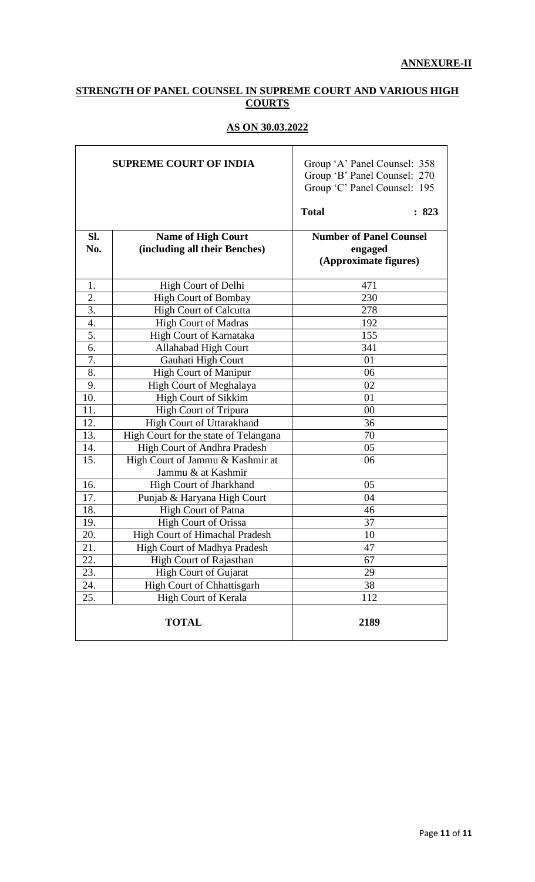**ANNEXURE-II**

**STRENGTH OF PANEL COUNSEL IN SUPREME COURT AND VARIOUS HIGH COURTS**

**AS ON 30.03.2022**

| **SUPREME COURT OF INDIA** | | Group 'A' Panel Counsel: 358<br>Group 'B' Panel Counsel: 270<br>Group 'C' Panel Counsel: 195<br><br>**Total : 823** |
|---|---|---|
| **Sl. No.** | **Name of High Court (including all their Benches)** | **Number of Panel Counsel engaged (Approximate figures)** |
| 1. | High Court of Delhi | 471 |
| 2. | High Court of Bombay | 230 |
| 3. | High Court of Calcutta | 278 |
| 4. | High Court of Madras | 192 |
| 5. | High Court of Karnataka | 155 |
| 6. | Allahabad High Court | 341 |
| 7. | Gauhati High Court | 01 |
| 8. | High Court of Manipur | 06 |
| 9. | High Court of Meghalaya | 02 |
| 10. | High Court of Sikkim | 01 |
| 11. | High Court of Tripura | 00 |
| 12. | High Court of Uttarakhand | 36 |
| 13. | High Court for the state of Telangana | 70 |
| 14. | High Court of Andhra Pradesh | 05 |
| 15. | High Court of Jammu & Kashmir at Jammu & at Kashmir | 06 |
| 16. | High Court of Jharkhand | 05 |
| 17. | Punjab & Haryana High Court | 04 |
| 18. | High Court of Patna | 46 |
| 19. | High Court of Orissa | 37 |
| 20. | High Court of Himachal Pradesh | 10 |
| 21. | High Court of Madhya Pradesh | 47 |
| 22. | High Court of Rajasthan | 67 |
| 23. | High Court of Gujarat | 29 |
| 24. | High Court of Chhattisgarh | 38 |
| 25. | High Court of Kerala | 112 |
| **TOTAL** | | **2189** |